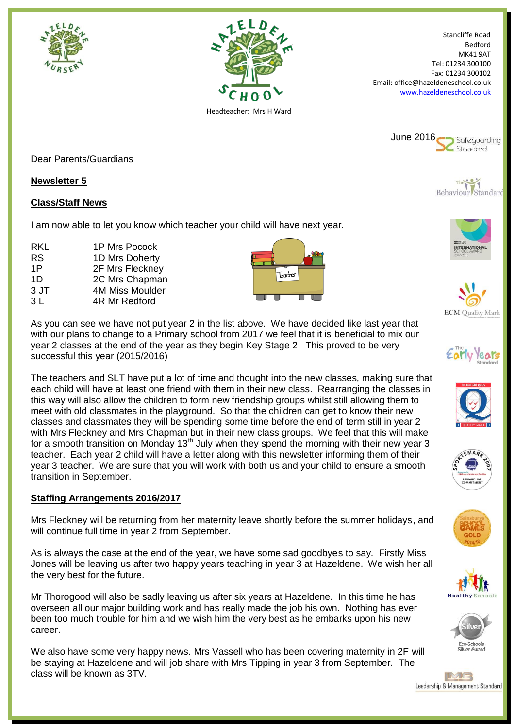Stancliffe Road
Bedford
MK41 9AT
Tel: 01234 300100
Fax: 01234 300102
Email: office@hazeldeneschool.co.uk
www.hazeldeneschool.co.uk

Headteacher: Mrs H Ward

June 2016

Dear Parents/Guardians

**Newsletter 5**

**Class/Staff News**

I am now able to let you know which teacher your child will have next year.

| | |
|---|---|
| RKL | 1P Mrs Pocock |
| RS | 1D Mrs Doherty |
| 1P | 2F Mrs Fleckney |
| 1D | 2C Mrs Chapman |
| 3 JT | 4M Miss Moulder |
| 3 L | 4R Mr Redford |

As you can see we have not put year 2 in the list above. We have decided like last year that with our plans to change to a Primary school from 2017 we feel that it is beneficial to mix our year 2 classes at the end of the year as they begin Key Stage 2. This proved to be very successful this year (2015/2016)

The teachers and SLT have put a lot of time and thought into the new classes, making sure that each child will have at least one friend with them in their new class. Rearranging the classes in this way will also allow the children to form new friendship groups whilst still allowing them to meet with old classmates in the playground. So that the children can get to know their new classes and classmates they will be spending some time before the end of term still in year 2 with Mrs Fleckney and Mrs Chapman but in their new class groups. We feel that this will make for a smooth transition on Monday 13th July when they spend the morning with their new year 3 teacher. Each year 2 child will have a letter along with this newsletter informing them of their year 3 teacher. We are sure that you will work with both us and your child to ensure a smooth transition in September.

**Staffing Arrangements 2016/2017**

Mrs Fleckney will be returning from her maternity leave shortly before the summer holidays, and will continue full time in year 2 from September.

As is always the case at the end of the year, we have some sad goodbyes to say. Firstly Miss Jones will be leaving us after two happy years teaching in year 3 at Hazeldene. We wish her all the very best for the future.

Mr Thorogood will also be sadly leaving us after six years at Hazeldene. In this time he has overseen all our major building work and has really made the job his own. Nothing has ever been too much trouble for him and we wish him the very best as he embarks upon his new career.

We also have some very happy news. Mrs Vassell who has been covering maternity in 2F will be staying at Hazeldene and will job share with Mrs Tipping in year 3 from September. The class will be known as 3TV.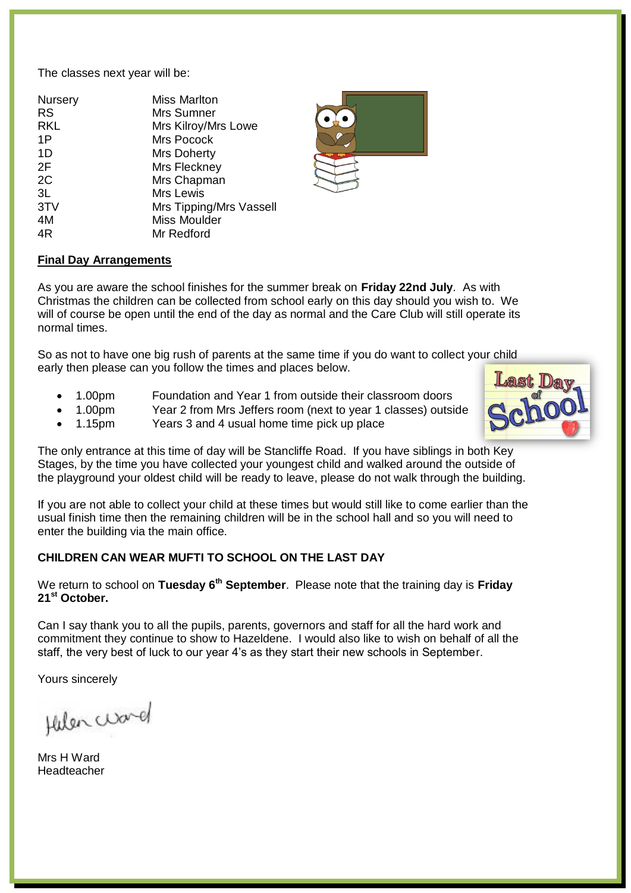The classes next year will be:

| | |
|---|---|
| Nursery | Miss Marlton |
| RS | Mrs Sumner |
| RKL | Mrs Kilroy/Mrs Lowe |
| 1P | Mrs Pocock |
| 1D | Mrs Doherty |
| 2F | Mrs Fleckney |
| 2C | Mrs Chapman |
| 3L | Mrs Lewis |
| 3TV | Mrs Tipping/Mrs Vassell |
| 4M | Miss Moulder |
| 4R | Mr Redford |

**Final Day Arrangements**

As you are aware the school finishes for the summer break on **Friday 22nd July**. As with Christmas the children can be collected from school early on this day should you wish to. We will of course be open until the end of the day as normal and the Care Club will still operate its normal times.

So as not to have one big rush of parents at the same time if you do want to collect your child early then please can you follow the times and places below.

- 1.00pm Foundation and Year 1 from outside their classroom doors
- 1.00pm Year 2 from Mrs Jeffers room (next to year 1 classes) outside
- 1.15pm Years 3 and 4 usual home time pick up place

The only entrance at this time of day will be Stancliffe Road. If you have siblings in both Key Stages, by the time you have collected your youngest child and walked around the outside of the playground your oldest child will be ready to leave, please do not walk through the building.

If you are not able to collect your child at these times but would still like to come earlier than the usual finish time then the remaining children will be in the school hall and so you will need to enter the building via the main office.

**CHILDREN CAN WEAR MUFTI TO SCHOOL ON THE LAST DAY**

We return to school on **Tuesday 6th September**. Please note that the training day is **Friday 21st October.**

Can I say thank you to all the pupils, parents, governors and staff for all the hard work and commitment they continue to show to Hazeldene. I would also like to wish on behalf of all the staff, the very best of luck to our year 4's as they start their new schools in September.

Yours sincerely

Helen Ward

Mrs H Ward
Headteacher